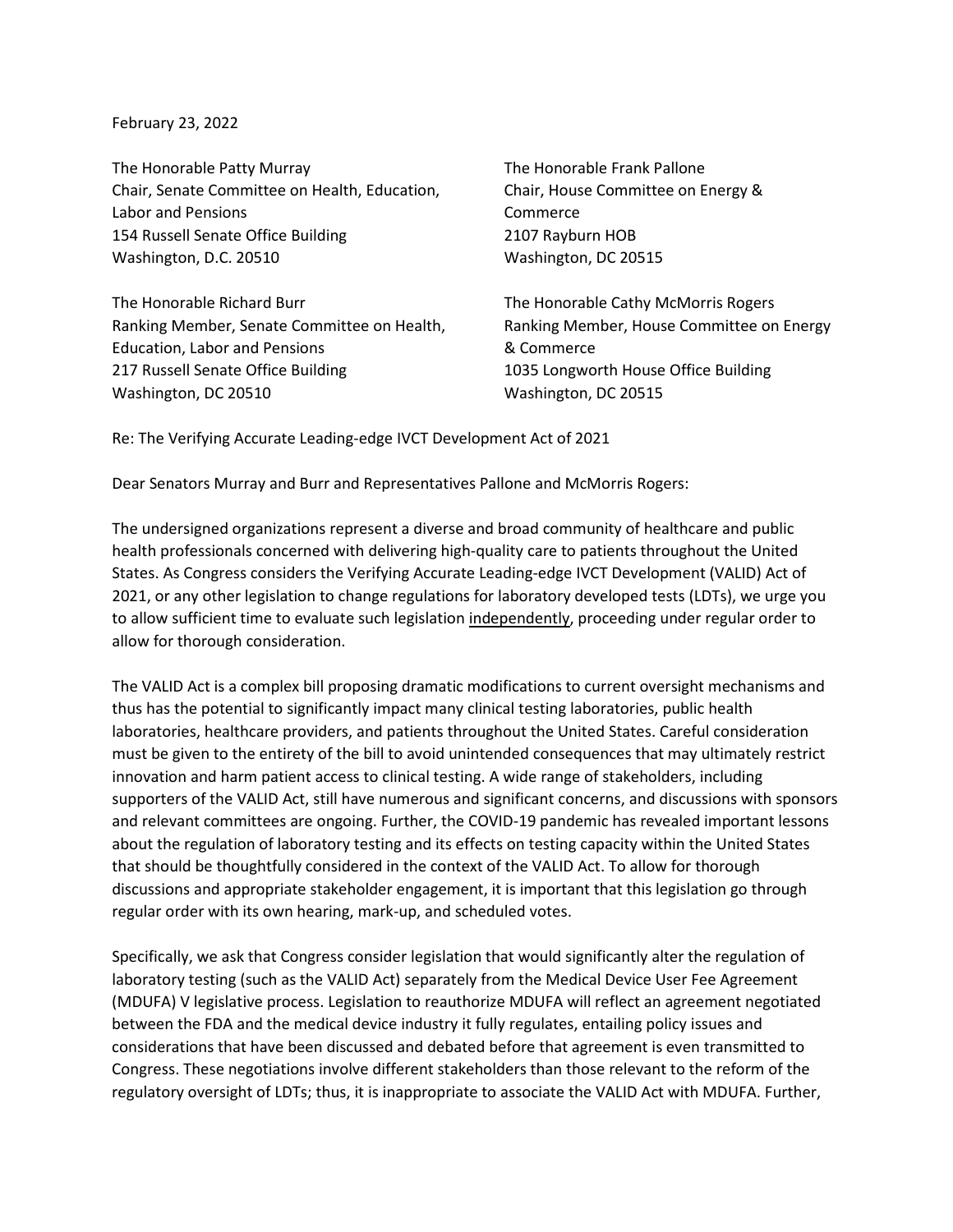February 23, 2022

The Honorable Patty Murray
Chair, Senate Committee on Health, Education, Labor and Pensions
154 Russell Senate Office Building
Washington, D.C. 20510

The Honorable Frank Pallone
Chair, House Committee on Energy & Commerce
2107 Rayburn HOB
Washington, DC 20515

The Honorable Richard Burr
Ranking Member, Senate Committee on Health, Education, Labor and Pensions
217 Russell Senate Office Building
Washington, DC 20510

The Honorable Cathy McMorris Rogers
Ranking Member, House Committee on Energy & Commerce
1035 Longworth House Office Building
Washington, DC 20515

Re: The Verifying Accurate Leading-edge IVCT Development Act of 2021

Dear Senators Murray and Burr and Representatives Pallone and McMorris Rogers:

The undersigned organizations represent a diverse and broad community of healthcare and public health professionals concerned with delivering high-quality care to patients throughout the United States. As Congress considers the Verifying Accurate Leading-edge IVCT Development (VALID) Act of 2021, or any other legislation to change regulations for laboratory developed tests (LDTs), we urge you to allow sufficient time to evaluate such legislation <u>independently</u>, proceeding under regular order to allow for thorough consideration.

The VALID Act is a complex bill proposing dramatic modifications to current oversight mechanisms and thus has the potential to significantly impact many clinical testing laboratories, public health laboratories, healthcare providers, and patients throughout the United States. Careful consideration must be given to the entirety of the bill to avoid unintended consequences that may ultimately restrict innovation and harm patient access to clinical testing. A wide range of stakeholders, including supporters of the VALID Act, still have numerous and significant concerns, and discussions with sponsors and relevant committees are ongoing. Further, the COVID-19 pandemic has revealed important lessons about the regulation of laboratory testing and its effects on testing capacity within the United States that should be thoughtfully considered in the context of the VALID Act. To allow for thorough discussions and appropriate stakeholder engagement, it is important that this legislation go through regular order with its own hearing, mark-up, and scheduled votes.

Specifically, we ask that Congress consider legislation that would significantly alter the regulation of laboratory testing (such as the VALID Act) separately from the Medical Device User Fee Agreement (MDUFA) V legislative process. Legislation to reauthorize MDUFA will reflect an agreement negotiated between the FDA and the medical device industry it fully regulates, entailing policy issues and considerations that have been discussed and debated before that agreement is even transmitted to Congress. These negotiations involve different stakeholders than those relevant to the reform of the regulatory oversight of LDTs; thus, it is inappropriate to associate the VALID Act with MDUFA. Further,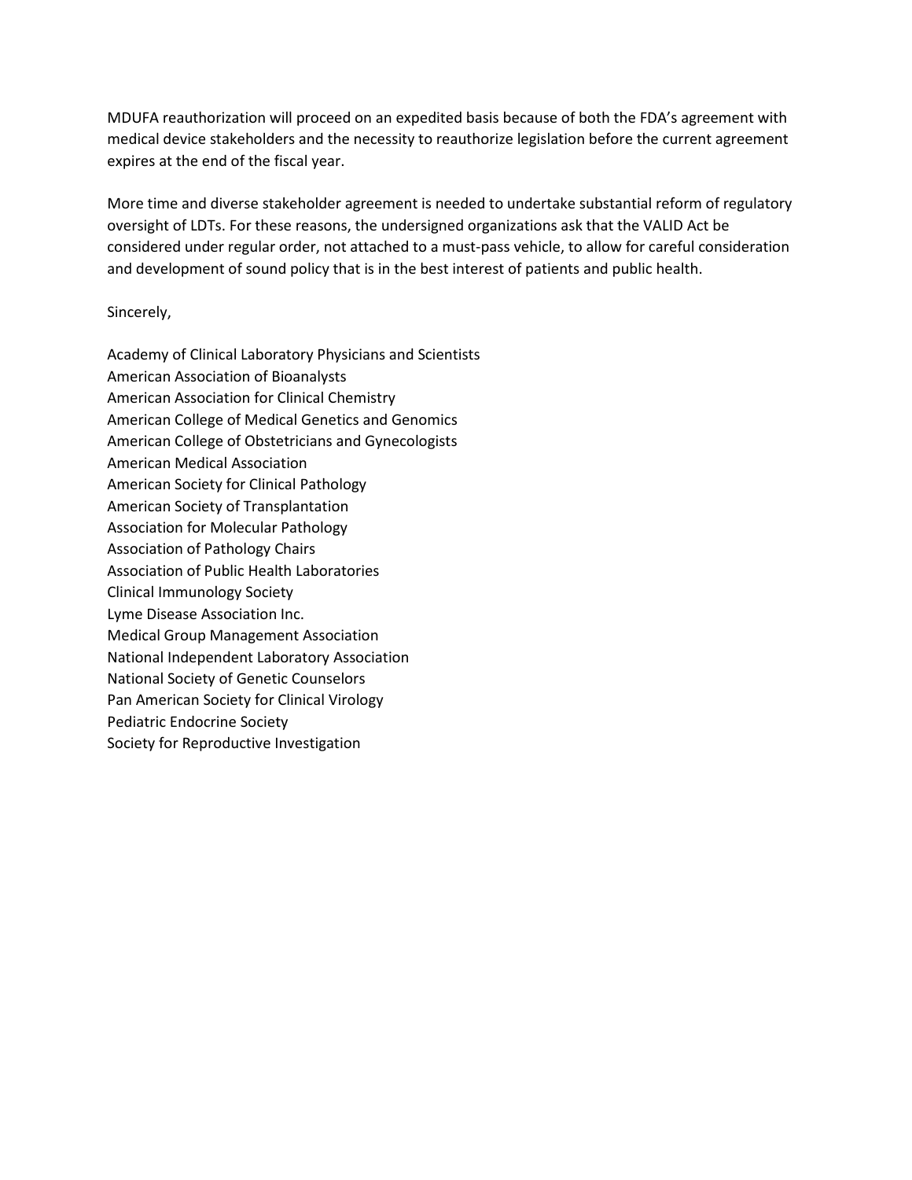MDUFA reauthorization will proceed on an expedited basis because of both the FDA's agreement with medical device stakeholders and the necessity to reauthorize legislation before the current agreement expires at the end of the fiscal year.

More time and diverse stakeholder agreement is needed to undertake substantial reform of regulatory oversight of LDTs. For these reasons, the undersigned organizations ask that the VALID Act be considered under regular order, not attached to a must-pass vehicle, to allow for careful consideration and development of sound policy that is in the best interest of patients and public health.

Sincerely,

Academy of Clinical Laboratory Physicians and Scientists
American Association of Bioanalysts
American Association for Clinical Chemistry
American College of Medical Genetics and Genomics
American College of Obstetricians and Gynecologists
American Medical Association
American Society for Clinical Pathology
American Society of Transplantation
Association for Molecular Pathology
Association of Pathology Chairs
Association of Public Health Laboratories
Clinical Immunology Society
Lyme Disease Association Inc.
Medical Group Management Association
National Independent Laboratory Association
National Society of Genetic Counselors
Pan American Society for Clinical Virology
Pediatric Endocrine Society
Society for Reproductive Investigation